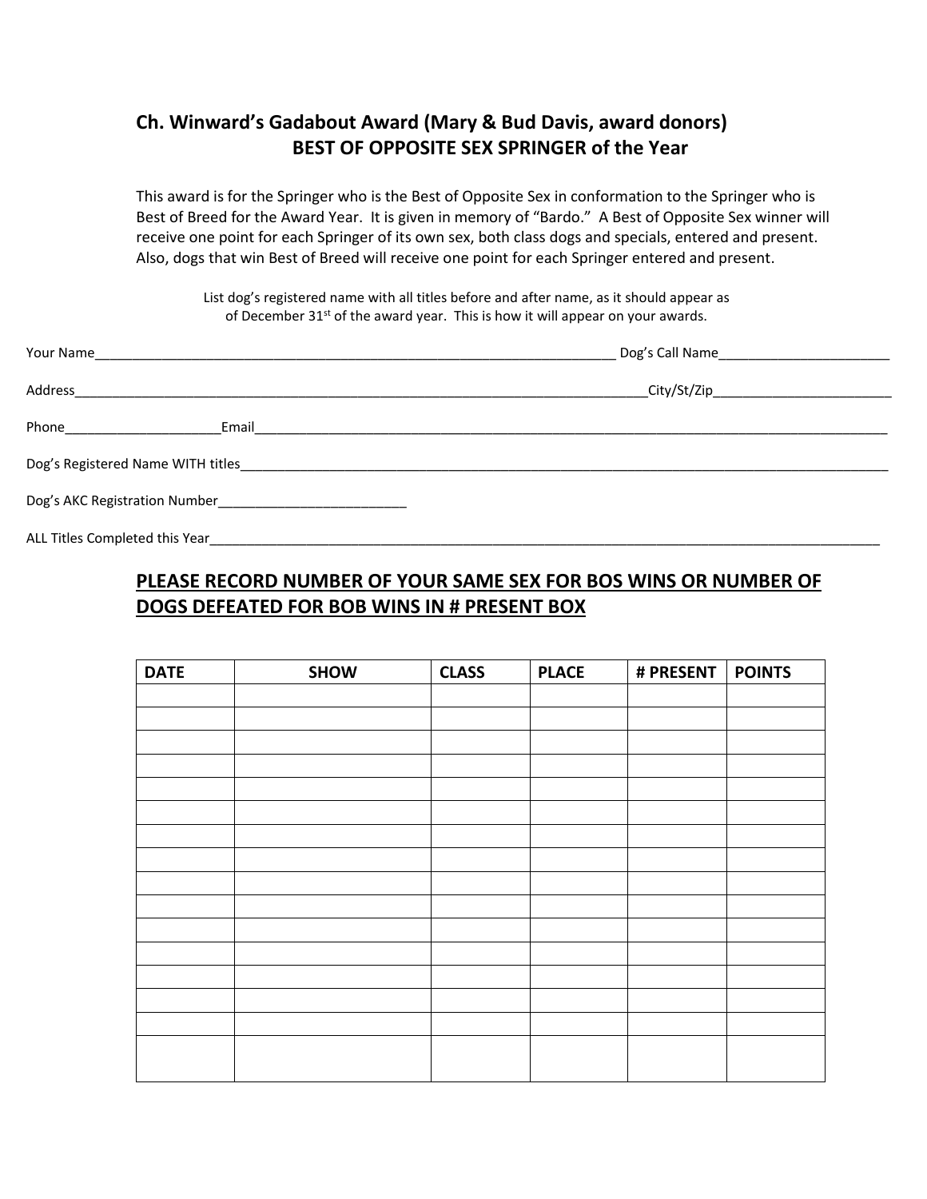## Ch. Winward's Gadabout Award (Mary & Bud Davis, award donors)
## BEST OF OPPOSITE SEX SPRINGER of the Year

This award is for the Springer who is the Best of Opposite Sex in conformation to the Springer who is Best of Breed for the Award Year. It is given in memory of "Bardo." A Best of Opposite Sex winner will receive one point for each Springer of its own sex, both class dogs and specials, entered and present. Also, dogs that win Best of Breed will receive one point for each Springer entered and present.

List dog's registered name with all titles before and after name, as it should appear as of December 31st of the award year. This is how it will appear on your awards.

Your Name_______________________________________________ Dog's Call Name_______________________

Address_______________________________________________City/St/Zip_______________________

Phone_____________________Email_______________________________________________

Dog's Registered Name WITH titles_______________________________________________

Dog's AKC Registration Number_________________________

ALL Titles Completed this Year_______________________________________________

**<u>PLEASE RECORD NUMBER OF YOUR SAME SEX FOR BOS WINS OR NUMBER OF DOGS DEFEATED FOR BOB WINS IN # PRESENT BOX</u>**

| DATE | SHOW | CLASS | PLACE | # PRESENT | POINTS |
|---|---|---|---|---|---|
| | | | | | |
| | | | | | |
| | | | | | |
| | | | | | |
| | | | | | |
| | | | | | |
| | | | | | |
| | | | | | |
| | | | | | |
| | | | | | |
| | | | | | |
| | | | | | |
| | | | | | |
| | | | | | |
| | | | | | |
| | | | | | |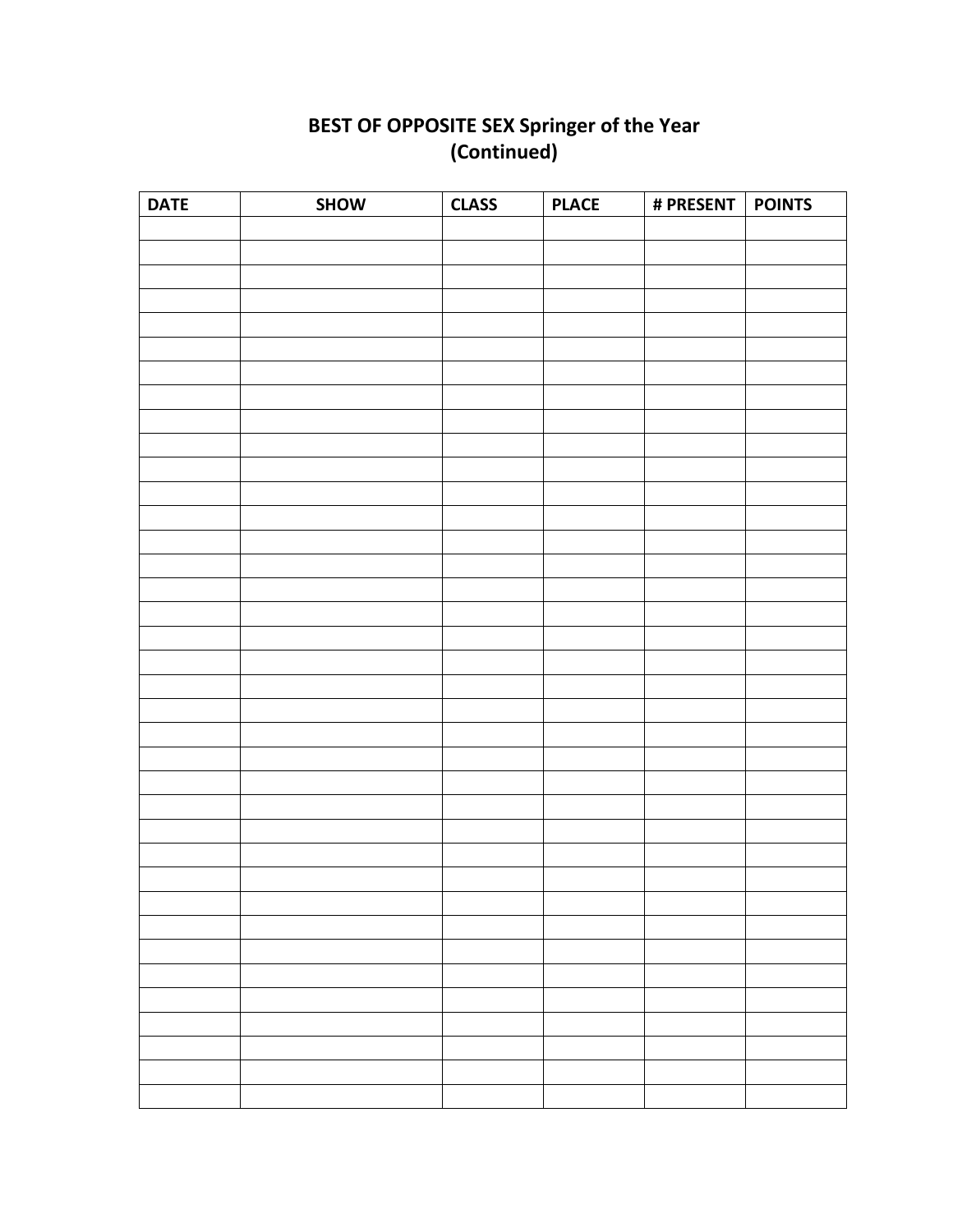# BEST OF OPPOSITE SEX Springer of the Year
## (Continued)

| DATE | SHOW | CLASS | PLACE | # PRESENT | POINTS |
|---|---|---|---|---|---|
| | | | | | |
| | | | | | |
| | | | | | |
| | | | | | |
| | | | | | |
| | | | | | |
| | | | | | |
| | | | | | |
| | | | | | |
| | | | | | |
| | | | | | |
| | | | | | |
| | | | | | |
| | | | | | |
| | | | | | |
| | | | | | |
| | | | | | |
| | | | | | |
| | | | | | |
| | | | | | |
| | | | | | |
| | | | | | |
| | | | | | |
| | | | | | |
| | | | | | |
| | | | | | |
| | | | | | |
| | | | | | |
| | | | | | |
| | | | | | |
| | | | | | |
| | | | | | |
| | | | | | |
| | | | | | |
| | | | | | |
| | | | | | |
| | | | | | |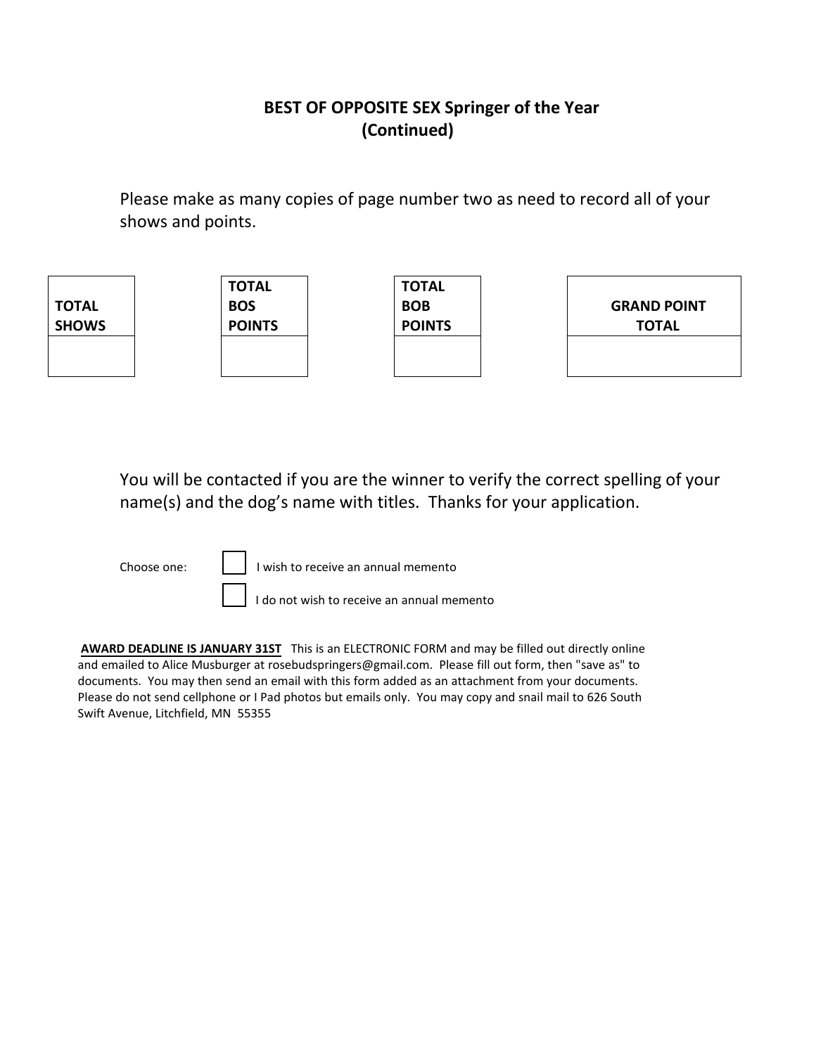## BEST OF OPPOSITE SEX Springer of the Year
## (Continued)

Please make as many copies of page number two as need to record all of your shows and points.

| TOTAL SHOWS | TOTAL BOS POINTS | TOTAL BOB POINTS | GRAND POINT TOTAL |
|---|---|---|---|
| | | | |

You will be contacted if you are the winner to verify the correct spelling of your name(s) and the dog's name with titles. Thanks for your application.

Choose one:

- ☐ I wish to receive an annual memento
- ☐ I do not wish to receive an annual memento

**AWARD DEADLINE IS JANUARY 31ST** This is an ELECTRONIC FORM and may be filled out directly online and emailed to Alice Musburger at rosebudspringers@gmail.com. Please fill out form, then "save as" to documents. You may then send an email with this form added as an attachment from your documents. Please do not send cellphone or I Pad photos but emails only. You may copy and snail mail to 626 South Swift Avenue, Litchfield, MN 55355